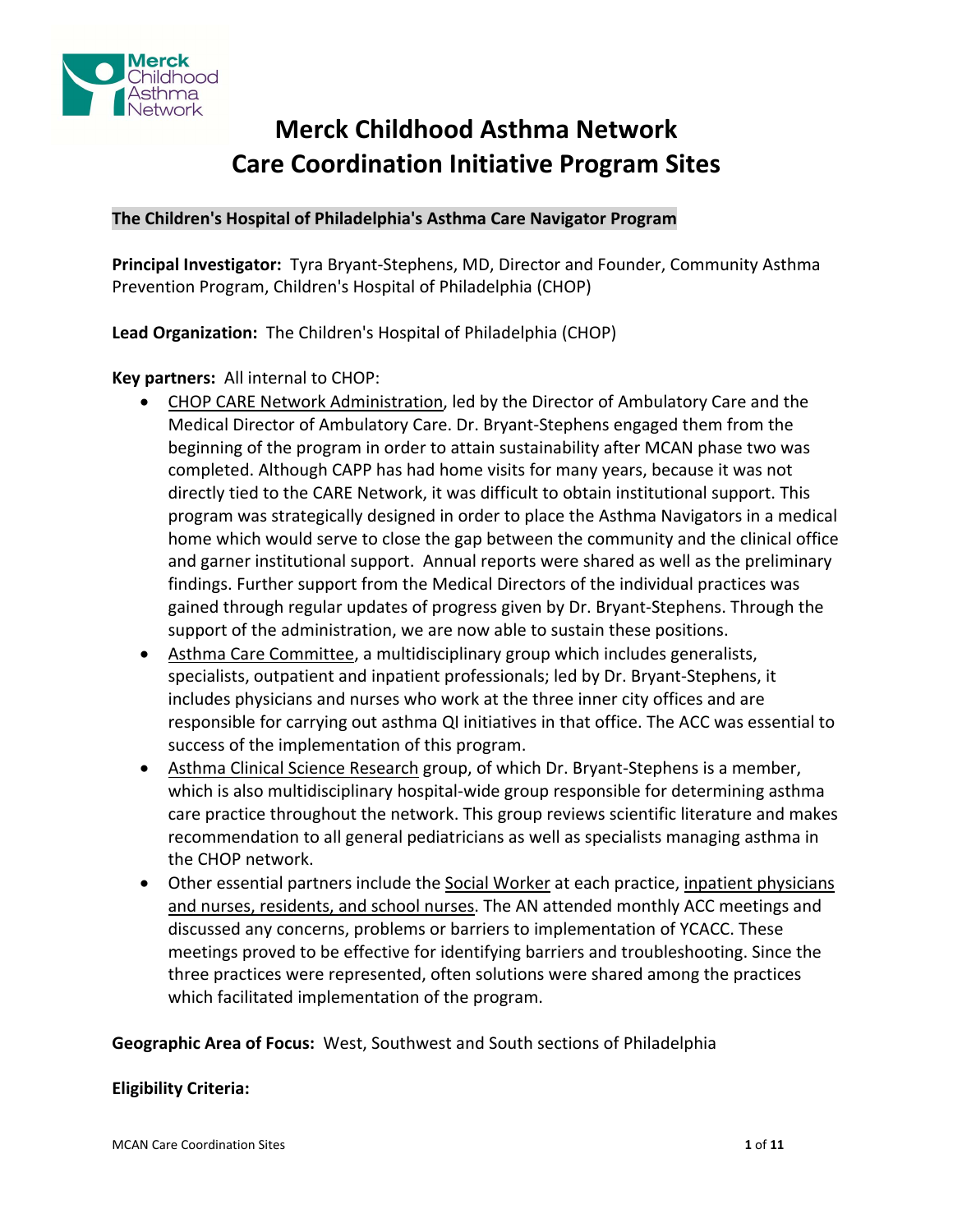# Merck Childhood Asthma Network
# Care Coordination Initiative Program Sites

## The Children's Hospital of Philadelphia's Asthma Care Navigator Program

**Principal Investigator:** Tyra Bryant-Stephens, MD, Director and Founder, Community Asthma Prevention Program, Children's Hospital of Philadelphia (CHOP)

**Lead Organization:** The Children's Hospital of Philadelphia (CHOP)

**Key partners:** All internal to CHOP:

- CHOP CARE Network Administration, led by the Director of Ambulatory Care and the Medical Director of Ambulatory Care. Dr. Bryant-Stephens engaged them from the beginning of the program in order to attain sustainability after MCAN phase two was completed. Although CAPP has had home visits for many years, because it was not directly tied to the CARE Network, it was difficult to obtain institutional support. This program was strategically designed in order to place the Asthma Navigators in a medical home which would serve to close the gap between the community and the clinical office and garner institutional support. Annual reports were shared as well as the preliminary findings. Further support from the Medical Directors of the individual practices was gained through regular updates of progress given by Dr. Bryant-Stephens. Through the support of the administration, we are now able to sustain these positions.
- Asthma Care Committee, a multidisciplinary group which includes generalists, specialists, outpatient and inpatient professionals; led by Dr. Bryant-Stephens, it includes physicians and nurses who work at the three inner city offices and are responsible for carrying out asthma QI initiatives in that office. The ACC was essential to success of the implementation of this program.
- Asthma Clinical Science Research group, of which Dr. Bryant-Stephens is a member, which is also multidisciplinary hospital-wide group responsible for determining asthma care practice throughout the network. This group reviews scientific literature and makes recommendation to all general pediatricians as well as specialists managing asthma in the CHOP network.
- Other essential partners include the Social Worker at each practice, inpatient physicians and nurses, residents, and school nurses. The AN attended monthly ACC meetings and discussed any concerns, problems or barriers to implementation of YCACC. These meetings proved to be effective for identifying barriers and troubleshooting. Since the three practices were represented, often solutions were shared among the practices which facilitated implementation of the program.

**Geographic Area of Focus:** West, Southwest and South sections of Philadelphia

**Eligibility Criteria:**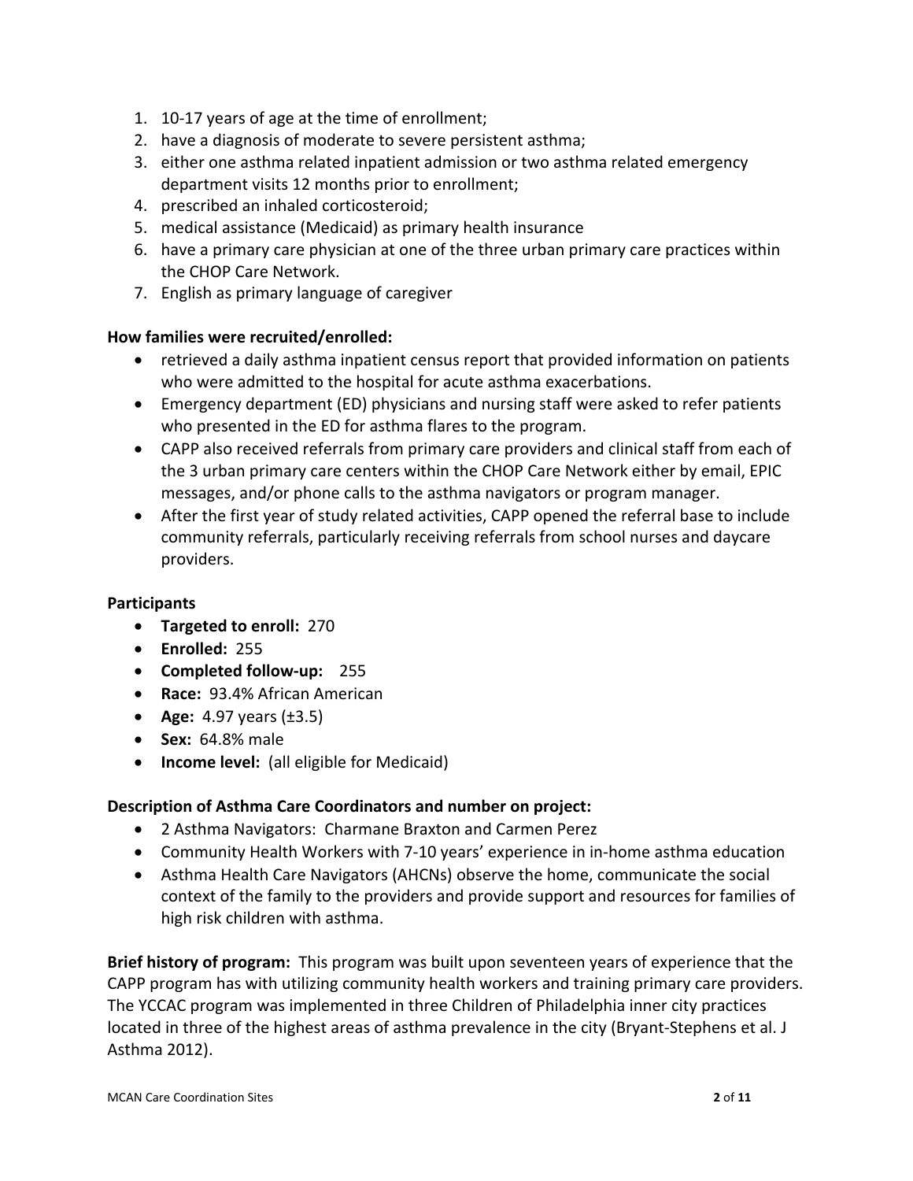1. 10-17 years of age at the time of enrollment;
2. have a diagnosis of moderate to severe persistent asthma;
3. either one asthma related inpatient admission or two asthma related emergency department visits 12 months prior to enrollment;
4. prescribed an inhaled corticosteroid;
5. medical assistance (Medicaid) as primary health insurance
6. have a primary care physician at one of the three urban primary care practices within the CHOP Care Network.
7. English as primary language of caregiver

**How families were recruited/enrolled:**

- retrieved a daily asthma inpatient census report that provided information on patients who were admitted to the hospital for acute asthma exacerbations.
- Emergency department (ED) physicians and nursing staff were asked to refer patients who presented in the ED for asthma flares to the program.
- CAPP also received referrals from primary care providers and clinical staff from each of the 3 urban primary care centers within the CHOP Care Network either by email, EPIC messages, and/or phone calls to the asthma navigators or program manager.
- After the first year of study related activities, CAPP opened the referral base to include community referrals, particularly receiving referrals from school nurses and daycare providers.

**Participants**

- **Targeted to enroll:** 270
- **Enrolled:** 255
- **Completed follow-up:** 255
- **Race:** 93.4% African American
- **Age:** 4.97 years (±3.5)
- **Sex:** 64.8% male
- **Income level:** (all eligible for Medicaid)

**Description of Asthma Care Coordinators and number on project:**

- 2 Asthma Navigators: Charmane Braxton and Carmen Perez
- Community Health Workers with 7-10 years' experience in in-home asthma education
- Asthma Health Care Navigators (AHCNs) observe the home, communicate the social context of the family to the providers and provide support and resources for families of high risk children with asthma.

**Brief history of program:** This program was built upon seventeen years of experience that the CAPP program has with utilizing community health workers and training primary care providers. The YCCAC program was implemented in three Children of Philadelphia inner city practices located in three of the highest areas of asthma prevalence in the city (Bryant-Stephens et al. J Asthma 2012).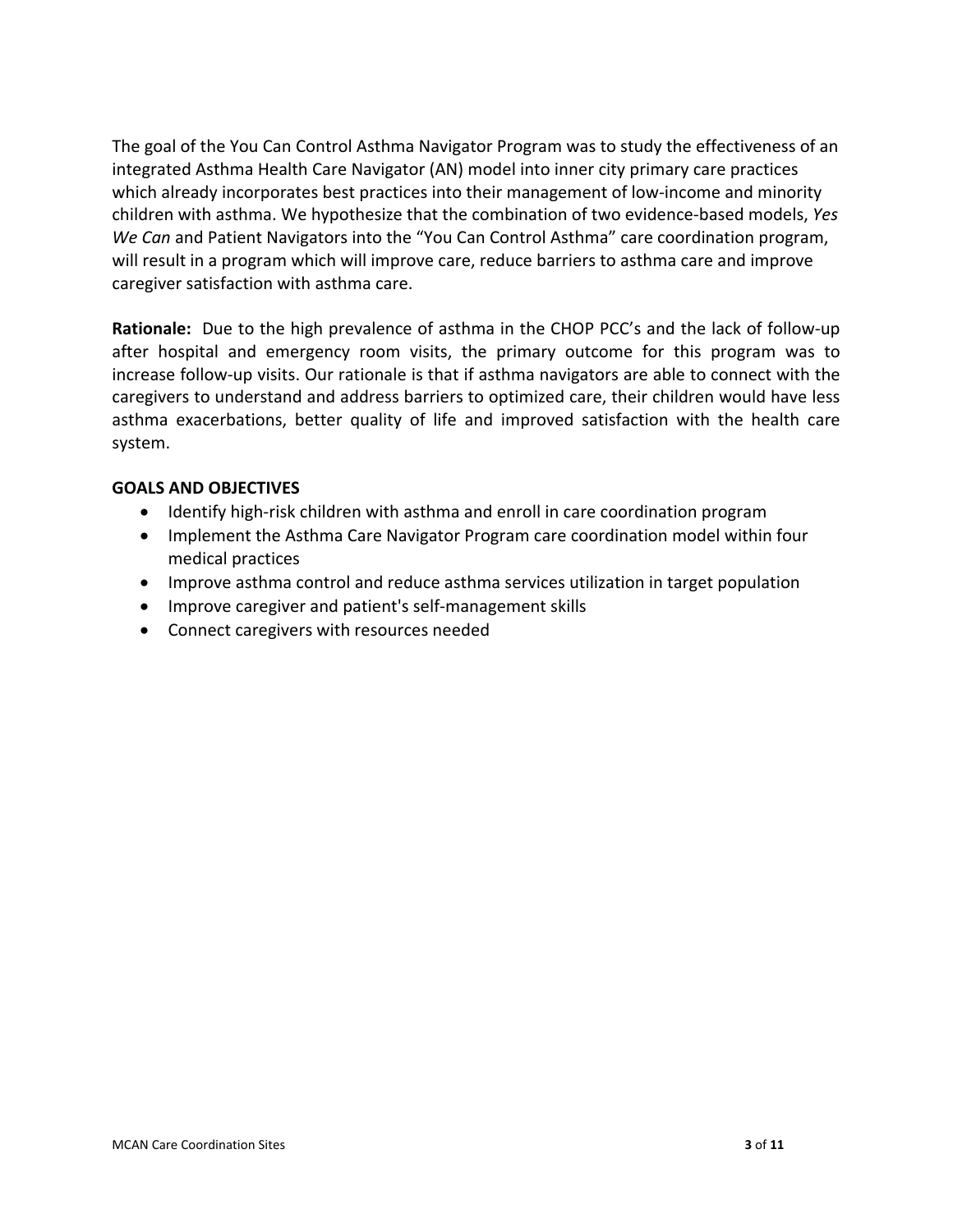The goal of the You Can Control Asthma Navigator Program was to study the effectiveness of an integrated Asthma Health Care Navigator (AN) model into inner city primary care practices which already incorporates best practices into their management of low-income and minority children with asthma. We hypothesize that the combination of two evidence-based models, *Yes We Can* and Patient Navigators into the "You Can Control Asthma" care coordination program, will result in a program which will improve care, reduce barriers to asthma care and improve caregiver satisfaction with asthma care.

**Rationale:** Due to the high prevalence of asthma in the CHOP PCC's and the lack of follow-up after hospital and emergency room visits, the primary outcome for this program was to increase follow-up visits. Our rationale is that if asthma navigators are able to connect with the caregivers to understand and address barriers to optimized care, their children would have less asthma exacerbations, better quality of life and improved satisfaction with the health care system.

**GOALS AND OBJECTIVES**

- Identify high-risk children with asthma and enroll in care coordination program
- Implement the Asthma Care Navigator Program care coordination model within four medical practices
- Improve asthma control and reduce asthma services utilization in target population
- Improve caregiver and patient's self-management skills
- Connect caregivers with resources needed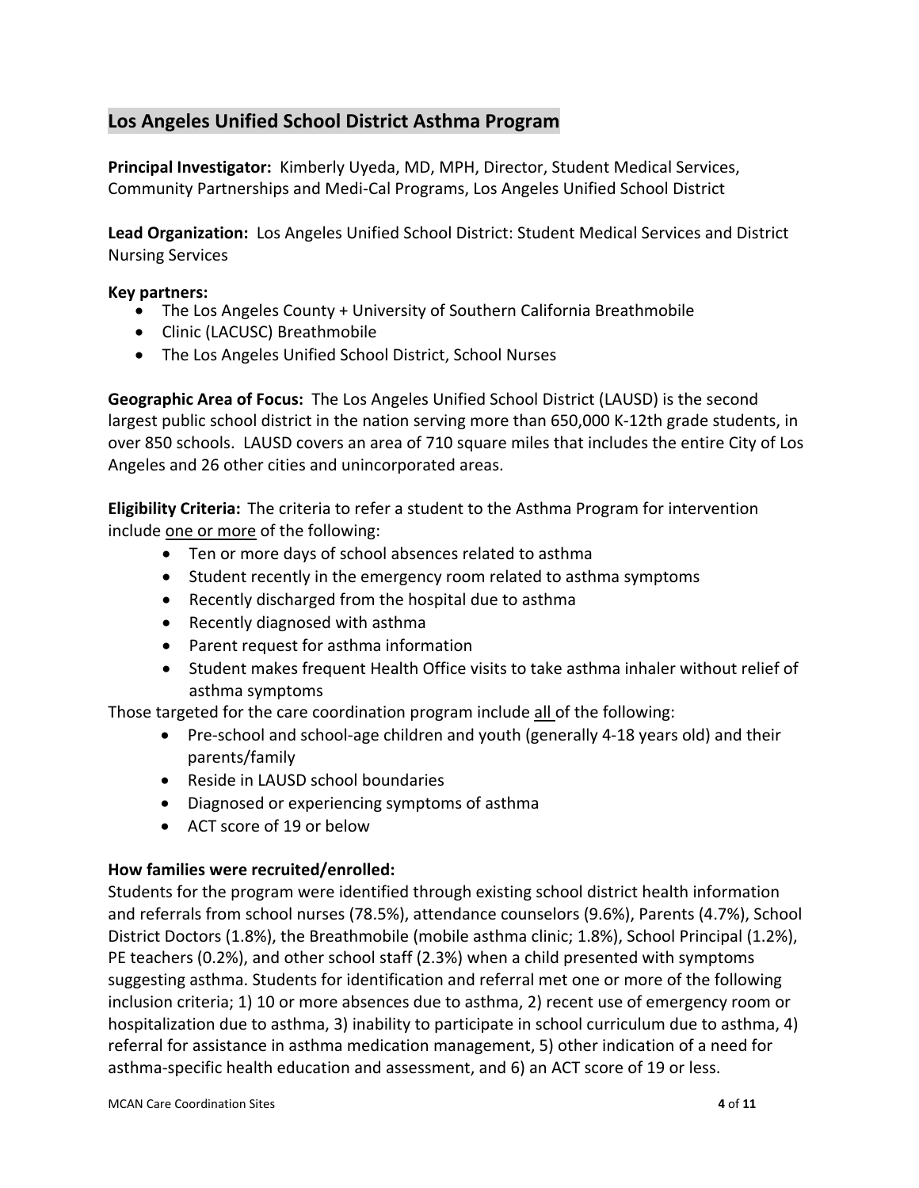## Los Angeles Unified School District Asthma Program

**Principal Investigator:** Kimberly Uyeda, MD, MPH, Director, Student Medical Services, Community Partnerships and Medi-Cal Programs, Los Angeles Unified School District

**Lead Organization:** Los Angeles Unified School District: Student Medical Services and District Nursing Services

**Key partners:**

- The Los Angeles County + University of Southern California Breathmobile
- Clinic (LACUSC) Breathmobile
- The Los Angeles Unified School District, School Nurses

**Geographic Area of Focus:** The Los Angeles Unified School District (LAUSD) is the second largest public school district in the nation serving more than 650,000 K-12th grade students, in over 850 schools. LAUSD covers an area of 710 square miles that includes the entire City of Los Angeles and 26 other cities and unincorporated areas.

**Eligibility Criteria:** The criteria to refer a student to the Asthma Program for intervention include <u>one or more</u> of the following:

- Ten or more days of school absences related to asthma
- Student recently in the emergency room related to asthma symptoms
- Recently discharged from the hospital due to asthma
- Recently diagnosed with asthma
- Parent request for asthma information
- Student makes frequent Health Office visits to take asthma inhaler without relief of asthma symptoms

Those targeted for the care coordination program include <u>all</u> of the following:

- Pre-school and school-age children and youth (generally 4-18 years old) and their parents/family
- Reside in LAUSD school boundaries
- Diagnosed or experiencing symptoms of asthma
- ACT score of 19 or below

**How families were recruited/enrolled:**

Students for the program were identified through existing school district health information and referrals from school nurses (78.5%), attendance counselors (9.6%), Parents (4.7%), School District Doctors (1.8%), the Breathmobile (mobile asthma clinic; 1.8%), School Principal (1.2%), PE teachers (0.2%), and other school staff (2.3%) when a child presented with symptoms suggesting asthma. Students for identification and referral met one or more of the following inclusion criteria; 1) 10 or more absences due to asthma, 2) recent use of emergency room or hospitalization due to asthma, 3) inability to participate in school curriculum due to asthma, 4) referral for assistance in asthma medication management, 5) other indication of a need for asthma-specific health education and assessment, and 6) an ACT score of 19 or less.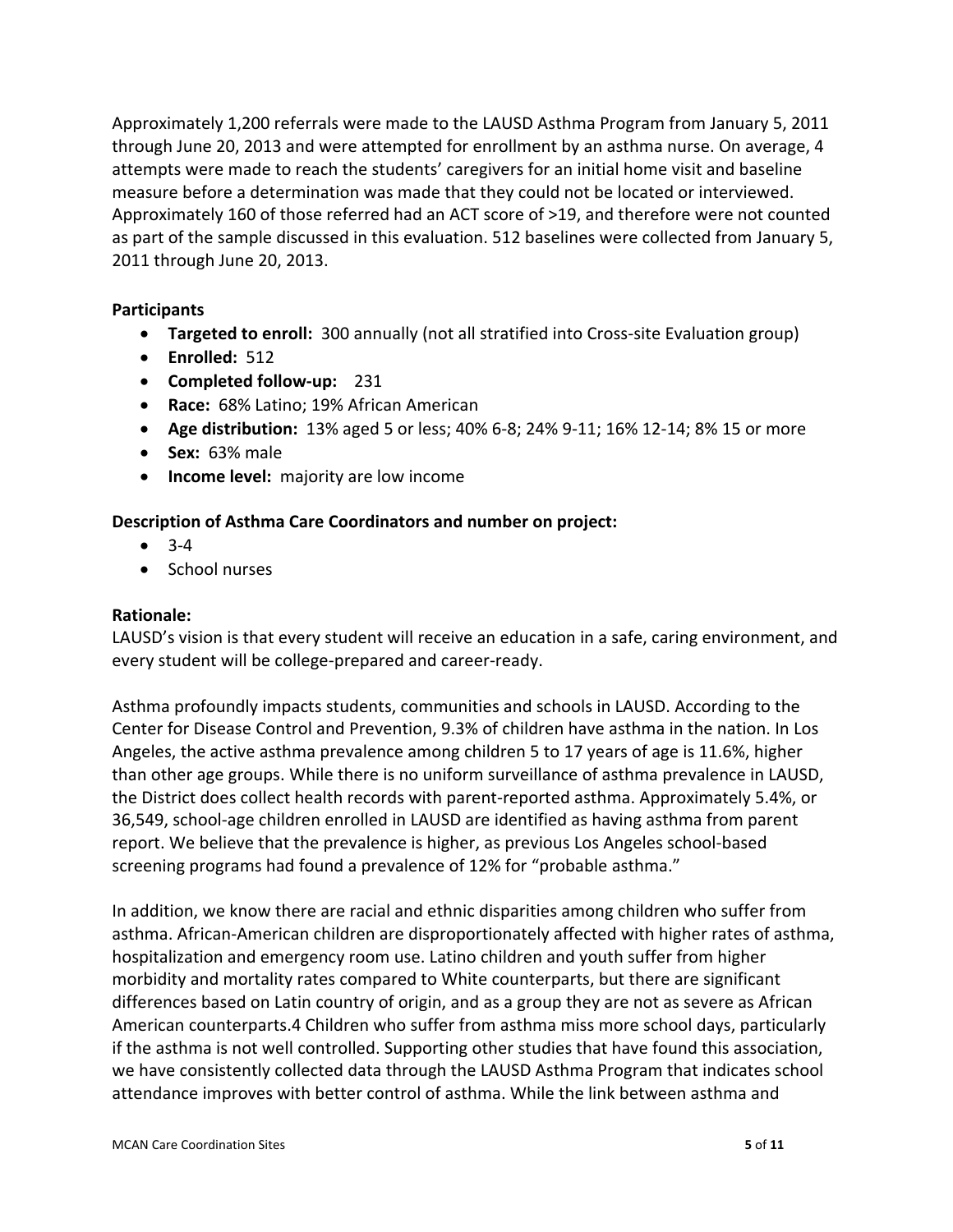Approximately 1,200 referrals were made to the LAUSD Asthma Program from January 5, 2011 through June 20, 2013 and were attempted for enrollment by an asthma nurse. On average, 4 attempts were made to reach the students' caregivers for an initial home visit and baseline measure before a determination was made that they could not be located or interviewed. Approximately 160 of those referred had an ACT score of >19, and therefore were not counted as part of the sample discussed in this evaluation. 512 baselines were collected from January 5, 2011 through June 20, 2013.

**Participants**

- **Targeted to enroll:** 300 annually (not all stratified into Cross-site Evaluation group)
- **Enrolled:** 512
- **Completed follow-up:** 231
- **Race:** 68% Latino; 19% African American
- **Age distribution:** 13% aged 5 or less; 40% 6-8; 24% 9-11; 16% 12-14; 8% 15 or more
- **Sex:** 63% male
- **Income level:** majority are low income

**Description of Asthma Care Coordinators and number on project:**

- 3-4
- School nurses

**Rationale:**

LAUSD's vision is that every student will receive an education in a safe, caring environment, and every student will be college-prepared and career-ready.

Asthma profoundly impacts students, communities and schools in LAUSD. According to the Center for Disease Control and Prevention, 9.3% of children have asthma in the nation. In Los Angeles, the active asthma prevalence among children 5 to 17 years of age is 11.6%, higher than other age groups. While there is no uniform surveillance of asthma prevalence in LAUSD, the District does collect health records with parent-reported asthma. Approximately 5.4%, or 36,549, school-age children enrolled in LAUSD are identified as having asthma from parent report. We believe that the prevalence is higher, as previous Los Angeles school-based screening programs had found a prevalence of 12% for "probable asthma."

In addition, we know there are racial and ethnic disparities among children who suffer from asthma. African-American children are disproportionately affected with higher rates of asthma, hospitalization and emergency room use. Latino children and youth suffer from higher morbidity and mortality rates compared to White counterparts, but there are significant differences based on Latin country of origin, and as a group they are not as severe as African American counterparts.[4] Children who suffer from asthma miss more school days, particularly if the asthma is not well controlled. Supporting other studies that have found this association, we have consistently collected data through the LAUSD Asthma Program that indicates school attendance improves with better control of asthma. While the link between asthma and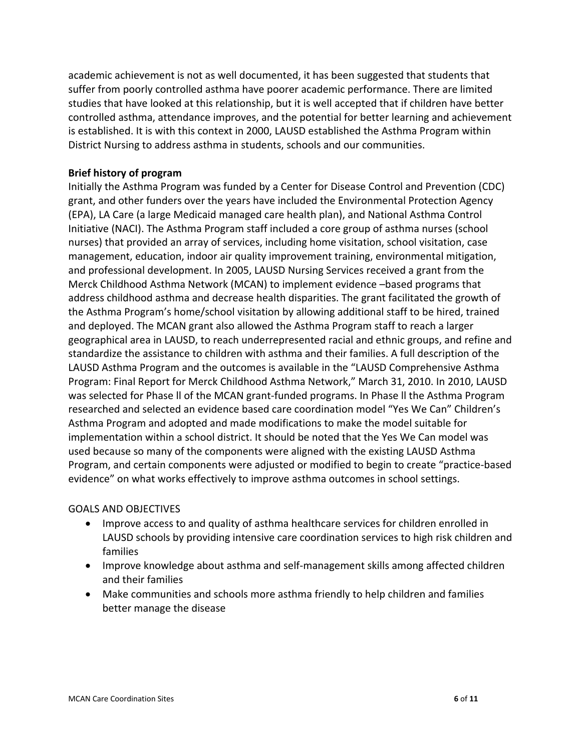academic achievement is not as well documented, it has been suggested that students that suffer from poorly controlled asthma have poorer academic performance. There are limited studies that have looked at this relationship, but it is well accepted that if children have better controlled asthma, attendance improves, and the potential for better learning and achievement is established. It is with this context in 2000, LAUSD established the Asthma Program within District Nursing to address asthma in students, schools and our communities.

**Brief history of program**

Initially the Asthma Program was funded by a Center for Disease Control and Prevention (CDC) grant, and other funders over the years have included the Environmental Protection Agency (EPA), LA Care (a large Medicaid managed care health plan), and National Asthma Control Initiative (NACI). The Asthma Program staff included a core group of asthma nurses (school nurses) that provided an array of services, including home visitation, school visitation, case management, education, indoor air quality improvement training, environmental mitigation, and professional development. In 2005, LAUSD Nursing Services received a grant from the Merck Childhood Asthma Network (MCAN) to implement evidence –based programs that address childhood asthma and decrease health disparities. The grant facilitated the growth of the Asthma Program's home/school visitation by allowing additional staff to be hired, trained and deployed. The MCAN grant also allowed the Asthma Program staff to reach a larger geographical area in LAUSD, to reach underrepresented racial and ethnic groups, and refine and standardize the assistance to children with asthma and their families. A full description of the LAUSD Asthma Program and the outcomes is available in the "LAUSD Comprehensive Asthma Program: Final Report for Merck Childhood Asthma Network," March 31, 2010. In 2010, LAUSD was selected for Phase ll of the MCAN grant-funded programs. In Phase ll the Asthma Program researched and selected an evidence based care coordination model "Yes We Can" Children's Asthma Program and adopted and made modifications to make the model suitable for implementation within a school district. It should be noted that the Yes We Can model was used because so many of the components were aligned with the existing LAUSD Asthma Program, and certain components were adjusted or modified to begin to create "practice-based evidence" on what works effectively to improve asthma outcomes in school settings.

GOALS AND OBJECTIVES

- Improve access to and quality of asthma healthcare services for children enrolled in LAUSD schools by providing intensive care coordination services to high risk children and families
- Improve knowledge about asthma and self-management skills among affected children and their families
- Make communities and schools more asthma friendly to help children and families better manage the disease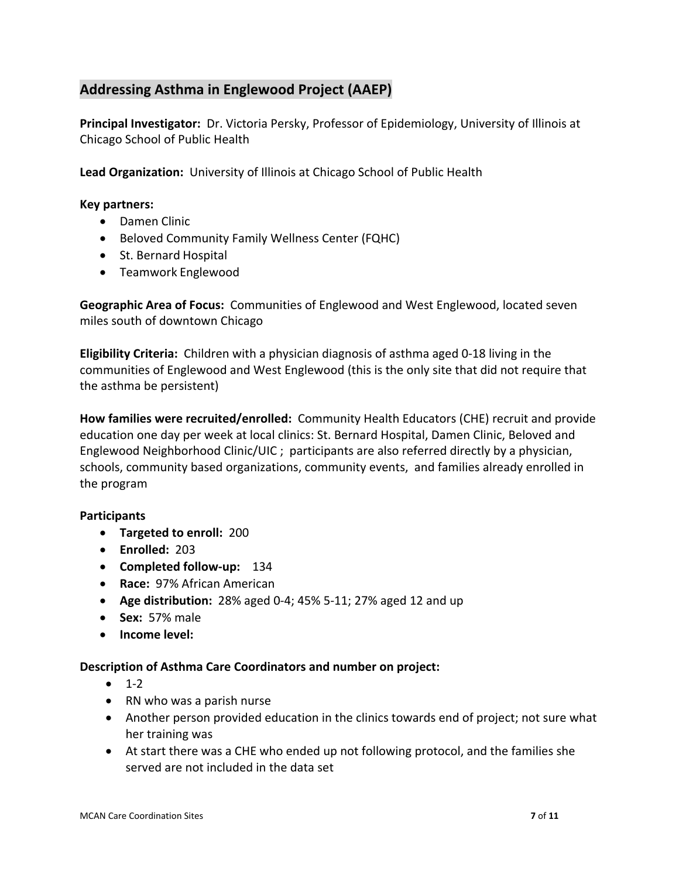## Addressing Asthma in Englewood Project (AAEP)

**Principal Investigator:** Dr. Victoria Persky, Professor of Epidemiology, University of Illinois at Chicago School of Public Health

**Lead Organization:** University of Illinois at Chicago School of Public Health

**Key partners:**

- Damen Clinic
- Beloved Community Family Wellness Center (FQHC)
- St. Bernard Hospital
- Teamwork Englewood

**Geographic Area of Focus:** Communities of Englewood and West Englewood, located seven miles south of downtown Chicago

**Eligibility Criteria:** Children with a physician diagnosis of asthma aged 0-18 living in the communities of Englewood and West Englewood (this is the only site that did not require that the asthma be persistent)

**How families were recruited/enrolled:** Community Health Educators (CHE) recruit and provide education one day per week at local clinics: St. Bernard Hospital, Damen Clinic, Beloved and Englewood Neighborhood Clinic/UIC ; participants are also referred directly by a physician, schools, community based organizations, community events, and families already enrolled in the program

**Participants**

- **Targeted to enroll:** 200
- **Enrolled:** 203
- **Completed follow-up:** 134
- **Race:** 97% African American
- **Age distribution:** 28% aged 0-4; 45% 5-11; 27% aged 12 and up
- **Sex:** 57% male
- **Income level:**

**Description of Asthma Care Coordinators and number on project:**

- 1-2
- RN who was a parish nurse
- Another person provided education in the clinics towards end of project; not sure what her training was
- At start there was a CHE who ended up not following protocol, and the families she served are not included in the data set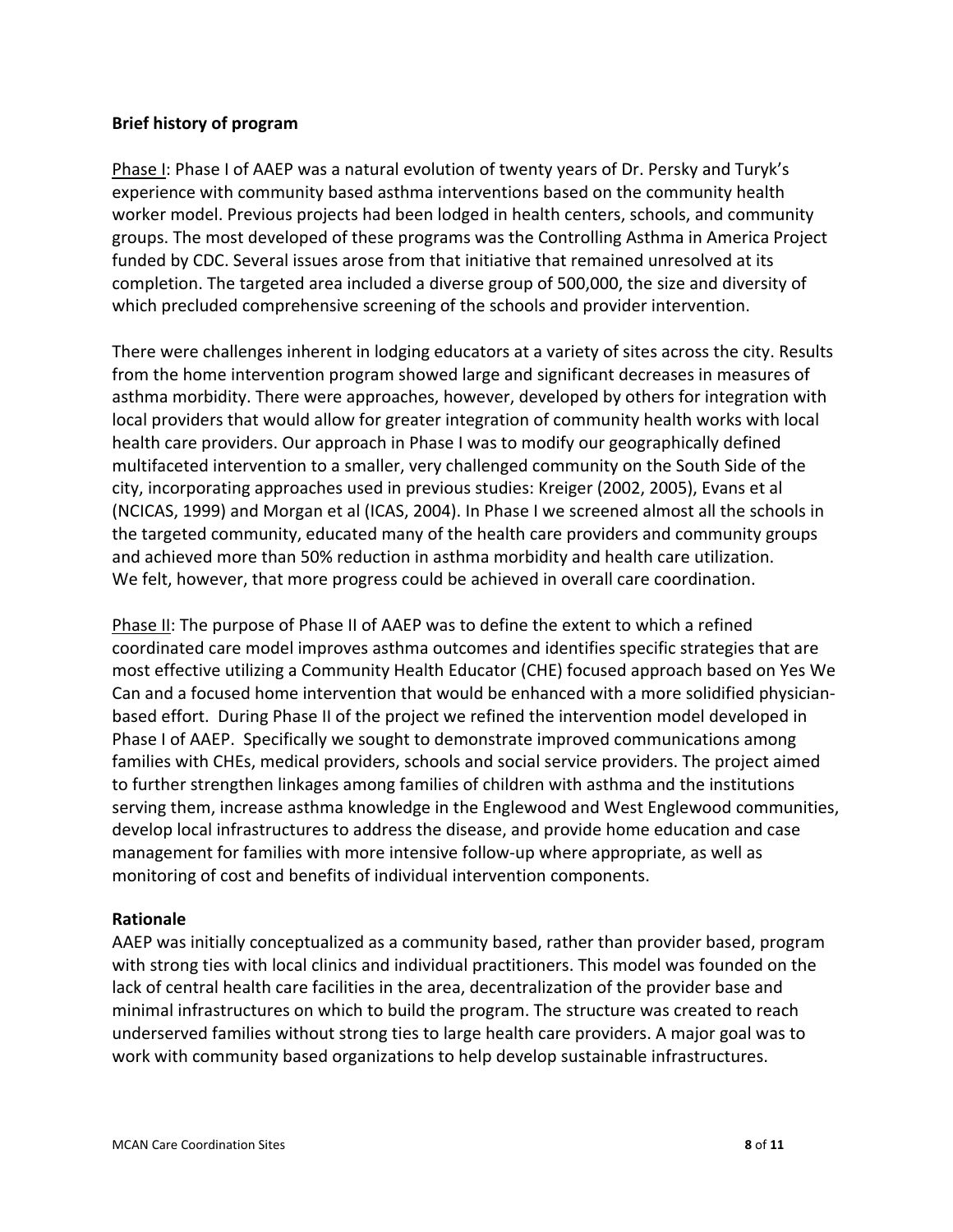**Brief history of program**

Phase I: Phase I of AAEP was a natural evolution of twenty years of Dr. Persky and Turyk's experience with community based asthma interventions based on the community health worker model. Previous projects had been lodged in health centers, schools, and community groups. The most developed of these programs was the Controlling Asthma in America Project funded by CDC. Several issues arose from that initiative that remained unresolved at its completion. The targeted area included a diverse group of 500,000, the size and diversity of which precluded comprehensive screening of the schools and provider intervention.

There were challenges inherent in lodging educators at a variety of sites across the city. Results from the home intervention program showed large and significant decreases in measures of asthma morbidity. There were approaches, however, developed by others for integration with local providers that would allow for greater integration of community health works with local health care providers. Our approach in Phase I was to modify our geographically defined multifaceted intervention to a smaller, very challenged community on the South Side of the city, incorporating approaches used in previous studies: Kreiger (2002, 2005), Evans et al (NCICAS, 1999) and Morgan et al (ICAS, 2004). In Phase I we screened almost all the schools in the targeted community, educated many of the health care providers and community groups and achieved more than 50% reduction in asthma morbidity and health care utilization. We felt, however, that more progress could be achieved in overall care coordination.

Phase II: The purpose of Phase II of AAEP was to define the extent to which a refined coordinated care model improves asthma outcomes and identifies specific strategies that are most effective utilizing a Community Health Educator (CHE) focused approach based on Yes We Can and a focused home intervention that would be enhanced with a more solidified physician-based effort. During Phase II of the project we refined the intervention model developed in Phase I of AAEP. Specifically we sought to demonstrate improved communications among families with CHEs, medical providers, schools and social service providers. The project aimed to further strengthen linkages among families of children with asthma and the institutions serving them, increase asthma knowledge in the Englewood and West Englewood communities, develop local infrastructures to address the disease, and provide home education and case management for families with more intensive follow-up where appropriate, as well as monitoring of cost and benefits of individual intervention components.

**Rationale**

AAEP was initially conceptualized as a community based, rather than provider based, program with strong ties with local clinics and individual practitioners. This model was founded on the lack of central health care facilities in the area, decentralization of the provider base and minimal infrastructures on which to build the program. The structure was created to reach underserved families without strong ties to large health care providers. A major goal was to work with community based organizations to help develop sustainable infrastructures.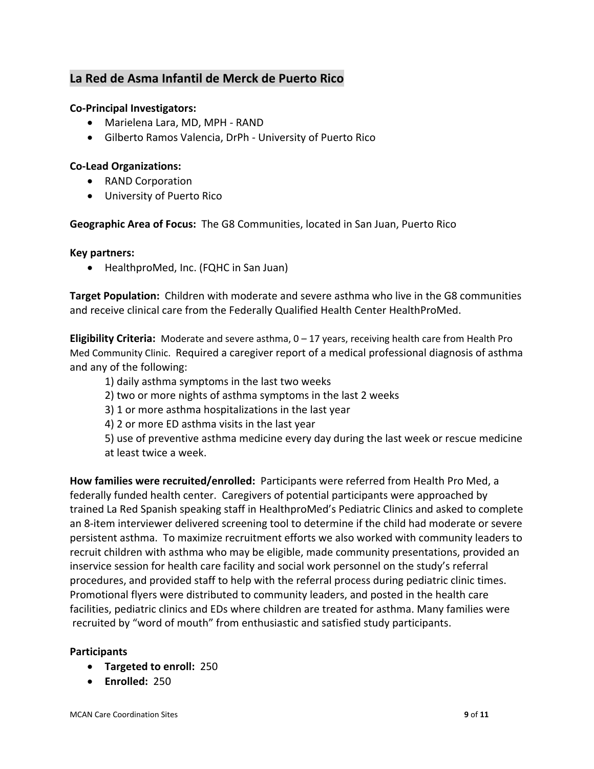## La Red de Asma Infantil de Merck de Puerto Rico

**Co-Principal Investigators:**

- Marielena Lara, MD, MPH - RAND
- Gilberto Ramos Valencia, DrPh - University of Puerto Rico

**Co-Lead Organizations:**

- RAND Corporation
- University of Puerto Rico

**Geographic Area of Focus:** The G8 Communities, located in San Juan, Puerto Rico

**Key partners:**

- HealthproMed, Inc. (FQHC in San Juan)

**Target Population:** Children with moderate and severe asthma who live in the G8 communities and receive clinical care from the Federally Qualified Health Center HealthProMed.

**Eligibility Criteria:** Moderate and severe asthma, 0 – 17 years, receiving health care from Health Pro Med Community Clinic. Required a caregiver report of a medical professional diagnosis of asthma and any of the following:

1) daily asthma symptoms in the last two weeks
2) two or more nights of asthma symptoms in the last 2 weeks
3) 1 or more asthma hospitalizations in the last year
4) 2 or more ED asthma visits in the last year
5) use of preventive asthma medicine every day during the last week or rescue medicine at least twice a week.

**How families were recruited/enrolled:** Participants were referred from Health Pro Med, a federally funded health center. Caregivers of potential participants were approached by trained La Red Spanish speaking staff in HealthproMed's Pediatric Clinics and asked to complete an 8-item interviewer delivered screening tool to determine if the child had moderate or severe persistent asthma. To maximize recruitment efforts we also worked with community leaders to recruit children with asthma who may be eligible, made community presentations, provided an inservice session for health care facility and social work personnel on the study's referral procedures, and provided staff to help with the referral process during pediatric clinic times. Promotional flyers were distributed to community leaders, and posted in the health care facilities, pediatric clinics and EDs where children are treated for asthma. Many families were recruited by "word of mouth" from enthusiastic and satisfied study participants.

**Participants**

- **Targeted to enroll:** 250
- **Enrolled:** 250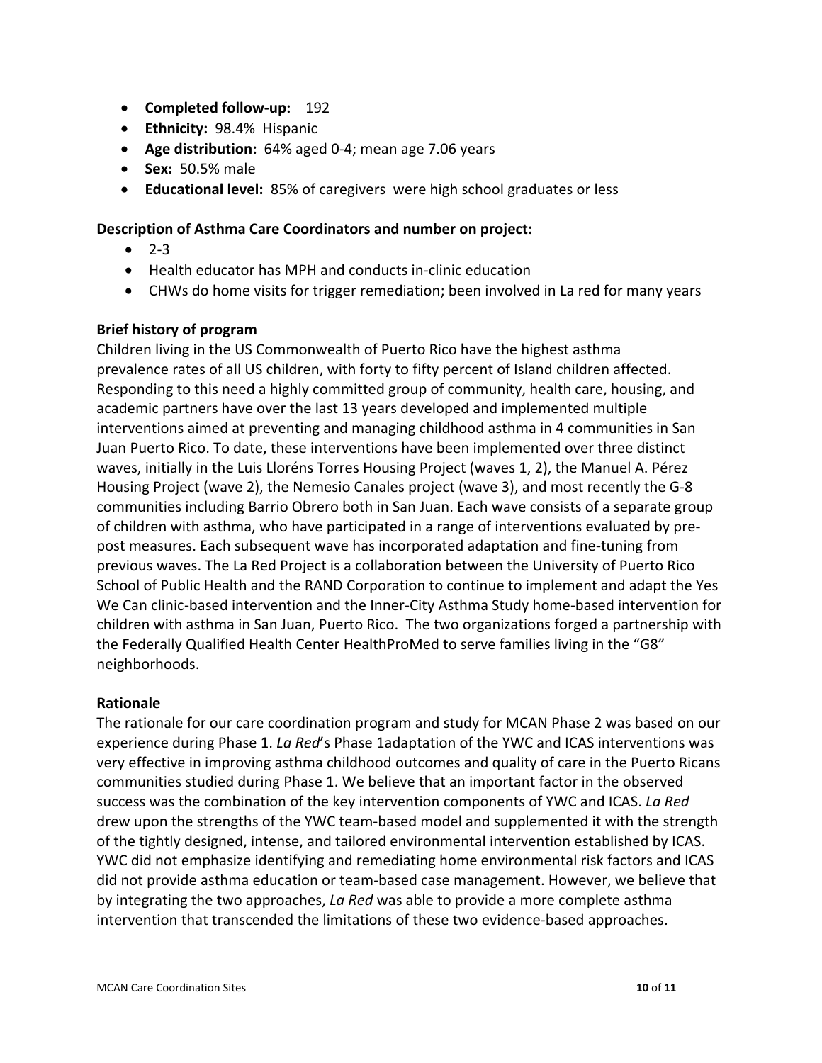- **Completed follow-up:** 192
- **Ethnicity:** 98.4% Hispanic
- **Age distribution:** 64% aged 0-4; mean age 7.06 years
- **Sex:** 50.5% male
- **Educational level:** 85% of caregivers were high school graduates or less

**Description of Asthma Care Coordinators and number on project:**

- 2-3
- Health educator has MPH and conducts in-clinic education
- CHWs do home visits for trigger remediation; been involved in La red for many years

**Brief history of program**

Children living in the US Commonwealth of Puerto Rico have the highest asthma prevalence rates of all US children, with forty to fifty percent of Island children affected. Responding to this need a highly committed group of community, health care, housing, and academic partners have over the last 13 years developed and implemented multiple interventions aimed at preventing and managing childhood asthma in 4 communities in San Juan Puerto Rico. To date, these interventions have been implemented over three distinct waves, initially in the Luis Lloréns Torres Housing Project (waves 1, 2), the Manuel A. Pérez Housing Project (wave 2), the Nemesio Canales project (wave 3), and most recently the G-8 communities including Barrio Obrero both in San Juan. Each wave consists of a separate group of children with asthma, who have participated in a range of interventions evaluated by pre-post measures. Each subsequent wave has incorporated adaptation and fine-tuning from previous waves. The La Red Project is a collaboration between the University of Puerto Rico School of Public Health and the RAND Corporation to continue to implement and adapt the Yes We Can clinic-based intervention and the Inner-City Asthma Study home-based intervention for children with asthma in San Juan, Puerto Rico. The two organizations forged a partnership with the Federally Qualified Health Center HealthProMed to serve families living in the "G8" neighborhoods.

**Rationale**

The rationale for our care coordination program and study for MCAN Phase 2 was based on our experience during Phase 1. *La Red*'s Phase 1adaptation of the YWC and ICAS interventions was very effective in improving asthma childhood outcomes and quality of care in the Puerto Ricans communities studied during Phase 1. We believe that an important factor in the observed success was the combination of the key intervention components of YWC and ICAS. *La Red* drew upon the strengths of the YWC team-based model and supplemented it with the strength of the tightly designed, intense, and tailored environmental intervention established by ICAS. YWC did not emphasize identifying and remediating home environmental risk factors and ICAS did not provide asthma education or team-based case management. However, we believe that by integrating the two approaches, *La Red* was able to provide a more complete asthma intervention that transcended the limitations of these two evidence-based approaches.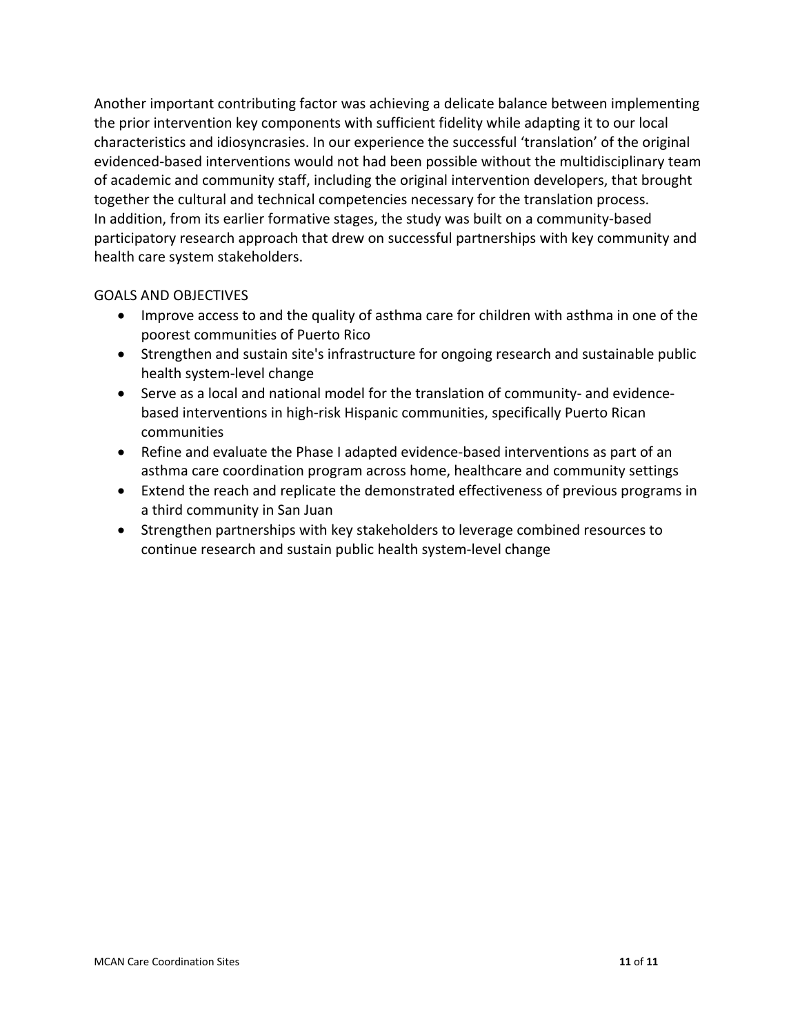Another important contributing factor was achieving a delicate balance between implementing the prior intervention key components with sufficient fidelity while adapting it to our local characteristics and idiosyncrasies. In our experience the successful 'translation' of the original evidenced-based interventions would not had been possible without the multidisciplinary team of academic and community staff, including the original intervention developers, that brought together the cultural and technical competencies necessary for the translation process.
In addition, from its earlier formative stages, the study was built on a community-based participatory research approach that drew on successful partnerships with key community and health care system stakeholders.

GOALS AND OBJECTIVES

- Improve access to and the quality of asthma care for children with asthma in one of the poorest communities of Puerto Rico
- Strengthen and sustain site's infrastructure for ongoing research and sustainable public health system-level change
- Serve as a local and national model for the translation of community- and evidence-based interventions in high-risk Hispanic communities, specifically Puerto Rican communities
- Refine and evaluate the Phase I adapted evidence-based interventions as part of an asthma care coordination program across home, healthcare and community settings
- Extend the reach and replicate the demonstrated effectiveness of previous programs in a third community in San Juan
- Strengthen partnerships with key stakeholders to leverage combined resources to continue research and sustain public health system-level change